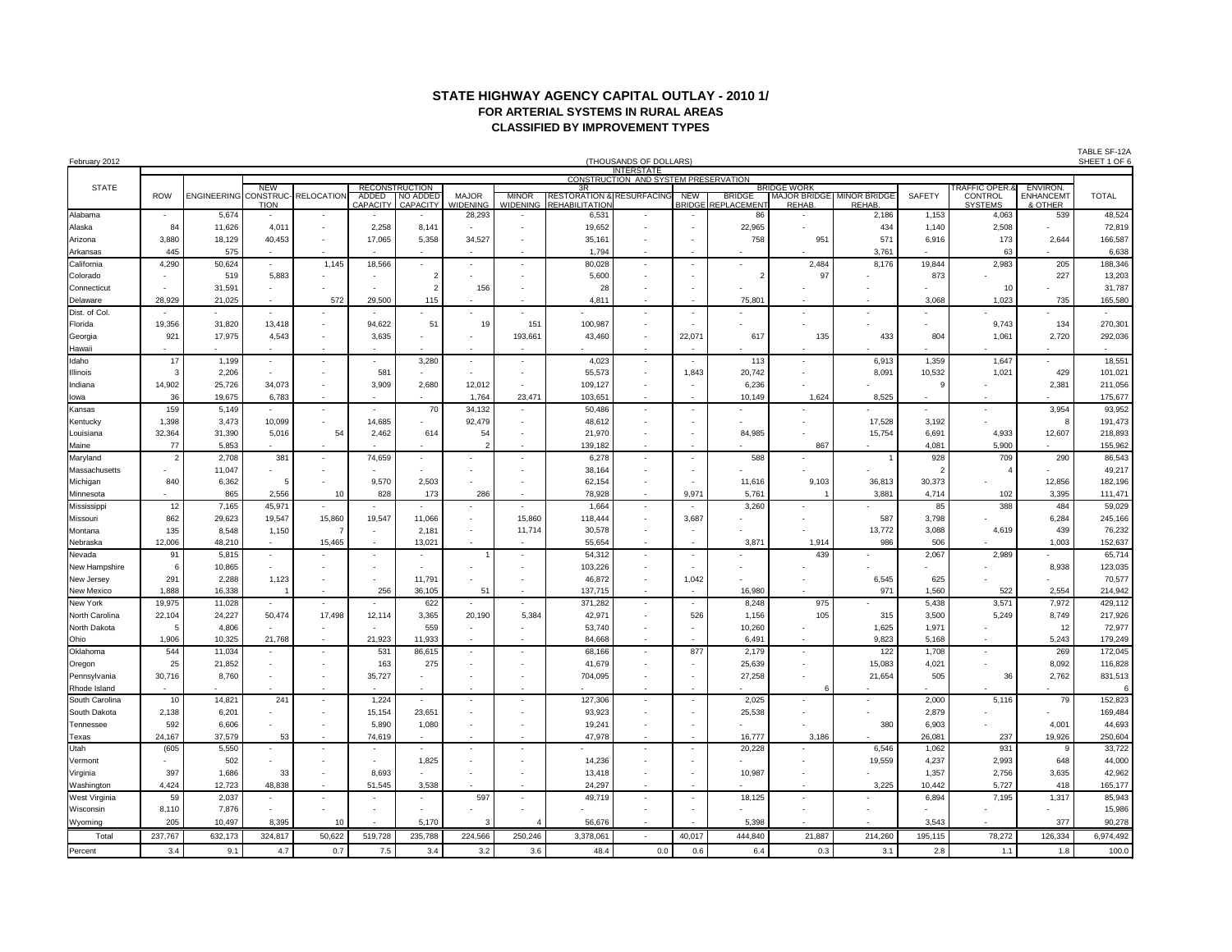# STATE HIGHWAY AGENCY CAPITAL OUTLAY - 2010 1/

## FOR ARTERIAL SYSTEMS IN RURAL AREAS

## CLASSIFIED BY IMPROVEMENT TYPES

February 2012

(THOUSANDS OF DOLLARS)

TABLE SF-12A

INTERSTATE

| STATE | ROW | ENGINEERING | CONSTRUCTION AND SYSTEM PRESERVATION | | | | | | | | | | | | | SAFETY | TRAFFIC OPER.& CONTROL SYSTEMS | ENVIRON. ENHANCEMT & OTHER | TOTAL |
|---|---|---|---|---|---|---|---|---|---|---|---|---|---|---|---|---|---|---|---|
| | | | NEW CONSTRUCTION | RELOCATION | RECONSTRUCTION | | MAJOR WIDENING | MINOR WIDENING | 3R | | BRIDGE WORK | | | | | | | | |
| | | | | | ADDED CAPACITY | NO ADDED CAPACITY | | | RESTORATION & REHABILITATION | RESURFACING | NEW BRIDGE | BRIDGE REPLACEMENT | MAJOR BRIDGE REHAB. | MINOR BRIDGE REHAB. | | | | | |
| Alabama | - | 5,674 | - | - | - | - | 28,293 | - | 6,531 | - | - | 86 | - | 2,186 | 1,153 | 4,063 | 539 | 48,524 |
| Alaska | 84 | 11,626 | 4,011 | - | 2,258 | 8,141 | - | - | 19,652 | - | - | 22,965 | - | 434 | 1,140 | 2,508 | - | 72,819 |
| Arizona | 3,880 | 18,129 | 40,453 | - | 17,065 | 5,358 | 34,527 | - | 35,161 | - | - | 758 | 951 | 571 | 6,916 | 173 | 2,644 | 166,587 |
| Arkansas | 445 | 575 | - | - | - | - | - | - | 1,794 | - | - | - | - | 3,761 | - | 63 | - | 6,638 |
| California | 4,290 | 50,624 | - | 1,145 | 18,566 | - | - | - | 80,028 | - | - | - | 2,484 | 8,176 | 19,844 | 2,983 | 205 | 188,346 |
| Colorado | - | 519 | 5,883 | - | - | 2 | - | - | 5,600 | - | - | 2 | 97 | - | 873 | - | 227 | 13,203 |
| Connecticut | - | 31,591 | - | - | - | 2 | 156 | - | 28 | - | - | - | - | - | - | 10 | - | 31,787 |
| Delaware | 28,929 | 21,025 | - | 572 | 29,500 | 115 | - | - | 4,811 | - | - | 75,801 | - | - | 3,068 | 1,023 | 735 | 165,580 |
| Dist. of Col. | - | - | - | - | - | - | - | - | - | - | - | - | - | - | - | - | - | - |
| Florida | 19,356 | 31,820 | 13,418 | - | 94,622 | 51 | 19 | 151 | 100,987 | - | - | - | - | - | - | 9,743 | 134 | 270,301 |
| Georgia | 921 | 17,975 | 4,543 | - | 3,635 | - | - | 193,661 | 43,460 | - | 22,071 | 617 | 135 | 433 | 804 | 1,061 | 2,720 | 292,036 |
| Hawaii | - | - | - | - | - | - | - | - | - | - | - | - | - | - | - | - | - | - |
| Idaho | 17 | 1,199 | - | - | - | 3,280 | - | - | 4,023 | - | - | 113 | - | 6,913 | 1,359 | 1,647 | - | 18,551 |
| Illinois | 3 | 2,206 | - | - | 581 | - | - | - | 55,573 | - | 1,843 | 20,742 | - | 8,091 | 10,532 | 1,021 | 429 | 101,021 |
| Indiana | 14,902 | 25,726 | 34,073 | - | 3,909 | 2,680 | 12,012 | - | 109,127 | - | - | 6,236 | - | - | 9 | - | 2,381 | 211,056 |
| Iowa | 36 | 19,675 | 6,783 | - | - | - | 1,764 | 23,471 | 103,651 | - | - | 10,149 | 1,624 | 8,525 | - | - | - | 175,677 |
| Kansas | 159 | 5,149 | - | - | - | 70 | 34,132 | - | 50,486 | - | - | - | - | - | - | - | 3,954 | 93,952 |
| Kentucky | 1,398 | 3,473 | 10,099 | - | 14,685 | - | 92,479 | - | 48,612 | - | - | - | - | 17,528 | 3,192 | - | 8 | 191,473 |
| Louisiana | 32,364 | 31,390 | 5,016 | 54 | 2,462 | 614 | 54 | - | 21,970 | - | - | 84,985 | - | 15,754 | 6,691 | 4,933 | 12,607 | 218,893 |
| Maine | 77 | 5,853 | - | - | - | - | 2 | - | 139,182 | - | - | - | 867 | - | 4,081 | 5,900 | - | 155,962 |
| Maryland | 2 | 2,708 | 381 | - | 74,659 | - | - | - | 6,278 | - | - | 588 | - | 1 | 928 | 709 | 290 | 86,543 |
| Massachusetts | - | 11,047 | - | - | - | - | - | - | 38,164 | - | - | - | - | - | 2 | 4 | - | 49,217 |
| Michigan | 840 | 6,362 | 5 | - | 9,570 | 2,503 | - | - | 62,154 | - | - | 11,616 | 9,103 | 36,813 | 30,373 | - | 12,856 | 182,196 |
| Minnesota | - | 865 | 2,556 | 10 | 828 | 173 | 286 | - | 78,928 | - | 9,971 | 5,761 | 1 | 3,881 | 4,714 | 102 | 3,395 | 111,471 |
| Mississippi | 12 | 7,165 | 45,971 | - | - | - | - | - | 1,664 | - | - | 3,260 | - | - | 85 | 388 | 484 | 59,029 |
| Missouri | 862 | 29,623 | 19,547 | 15,860 | 19,547 | 11,066 | - | 15,860 | 118,444 | - | 3,687 | - | - | 587 | 3,798 | - | 6,284 | 245,166 |
| Montana | 135 | 8,548 | 1,150 | 7 | - | 2,181 | - | 11,714 | 30,578 | - | - | - | - | 13,772 | 3,088 | 4,619 | 439 | 76,232 |
| Nebraska | 12,006 | 48,210 | - | 15,465 | - | 13,021 | - | - | 55,654 | - | - | 3,871 | 1,914 | 986 | 506 | - | 1,003 | 152,637 |
| Nevada | 91 | 5,815 | - | - | - | - | 1 | - | 54,312 | - | - | - | 439 | - | 2,067 | 2,989 | - | 65,714 |
| New Hampshire | 6 | 10,865 | - | - | - | - | - | - | 103,226 | - | - | - | - | - | - | - | 8,938 | 123,035 |
| New Jersey | 291 | 2,288 | 1,123 | - | - | 11,791 | - | - | 46,872 | - | 1,042 | - | - | 6,545 | 625 | - | - | 70,577 |
| New Mexico | 1,888 | 16,338 | 1 | - | 256 | 36,105 | 51 | - | 137,715 | - | - | 16,980 | - | 971 | 1,560 | 522 | 2,554 | 214,942 |
| New York | 19,975 | 11,028 | - | - | - | 622 | - | - | 371,282 | - | - | 8,248 | 975 | - | 5,438 | 3,571 | 7,972 | 429,112 |
| North Carolina | 22,104 | 24,227 | 50,474 | 17,498 | 12,114 | 3,365 | 20,190 | 5,384 | 42,971 | - | 526 | 1,156 | 105 | 315 | 3,500 | 5,249 | 8,749 | 217,926 |
| North Dakota | 5 | 4,806 | - | - | - | 559 | - | - | 53,740 | - | - | 10,260 | - | 1,625 | 1,971 | - | 12 | 72,977 |
| Ohio | 1,906 | 10,325 | 21,768 | - | 21,923 | 11,933 | - | - | 84,668 | - | - | 6,491 | - | 9,823 | 5,168 | - | 5,243 | 179,249 |
| Oklahoma | 544 | 11,034 | - | - | 531 | 86,615 | - | - | 68,166 | - | 877 | 2,179 | - | 122 | 1,708 | - | 269 | 172,045 |
| Oregon | 25 | 21,852 | - | - | 163 | 275 | - | - | 41,679 | - | - | 25,639 | - | 15,083 | 4,021 | - | 8,092 | 116,828 |
| Pennsylvania | 30,716 | 8,760 | - | - | 35,727 | - | - | - | 704,095 | - | - | 27,258 | - | 21,654 | 505 | 36 | 2,762 | 831,513 |
| Rhode Island | - | - | - | - | - | - | - | - | - | - | - | - | 6 | - | - | - | - | 6 |
| South Carolina | 10 | 14,821 | 241 | - | 1,224 | - | - | - | 127,306 | - | - | 2,025 | - | - | 2,000 | 5,116 | 79 | 152,823 |
| South Dakota | 2,138 | 6,201 | - | - | 15,154 | 23,651 | - | - | 93,923 | - | - | 25,538 | - | - | 2,879 | - | - | 169,484 |
| Tennessee | 592 | 6,606 | - | - | 5,890 | 1,080 | - | - | 19,241 | - | - | - | - | 380 | 6,903 | - | 4,001 | 44,693 |
| Texas | 24,167 | 37,579 | 53 | - | 74,619 | - | - | - | 47,978 | - | - | 16,777 | 3,186 | - | 26,081 | 237 | 19,926 | 250,604 |
| Utah | (605 | 5,550 | - | - | - | - | - | - | - | - | - | 20,228 | - | 6,546 | 1,062 | 931 | 9 | 33,722 |
| Vermont | - | 502 | - | - | - | 1,825 | - | - | 14,236 | - | - | - | - | 19,559 | 4,237 | 2,993 | 648 | 44,000 |
| Virginia | 397 | 1,686 | 33 | - | 8,693 | - | - | - | 13,418 | - | - | 10,987 | - | - | 1,357 | 2,756 | 3,635 | 42,962 |
| Washington | 4,424 | 12,723 | 48,838 | - | 51,545 | 3,538 | - | - | 24,297 | - | - | - | - | 3,225 | 10,442 | 5,727 | 418 | 165,177 |
| West Virginia | 59 | 2,037 | - | - | - | - | 597 | - | 49,719 | - | - | 18,125 | - | - | 6,894 | 7,195 | 1,317 | 85,943 |
| Wisconsin | 8,110 | 7,876 | - | - | - | - | - | - | - | - | - | - | - | - | - | - | - | 15,986 |
| Wyoming | 205 | 10,497 | 8,395 | 10 | - | 5,170 | 3 | 4 | 56,676 | - | - | 5,398 | - | - | 3,543 | - | 377 | 90,278 |
| Total | 237,767 | 632,173 | 324,817 | 50,622 | 519,728 | 235,788 | 224,566 | 250,246 | 3,378,061 | - | 40,017 | 444,840 | 21,887 | 214,260 | 195,115 | 78,272 | 126,334 | 6,974,492 |
| Percent | 3.4 | 9.1 | 4.7 | 0.7 | 7.5 | 3.4 | 3.2 | 3.6 | 48.4 | 0.0 | 0.6 | 6.4 | 0.3 | 3.1 | 2.8 | 1.1 | 1.8 | 100.0 |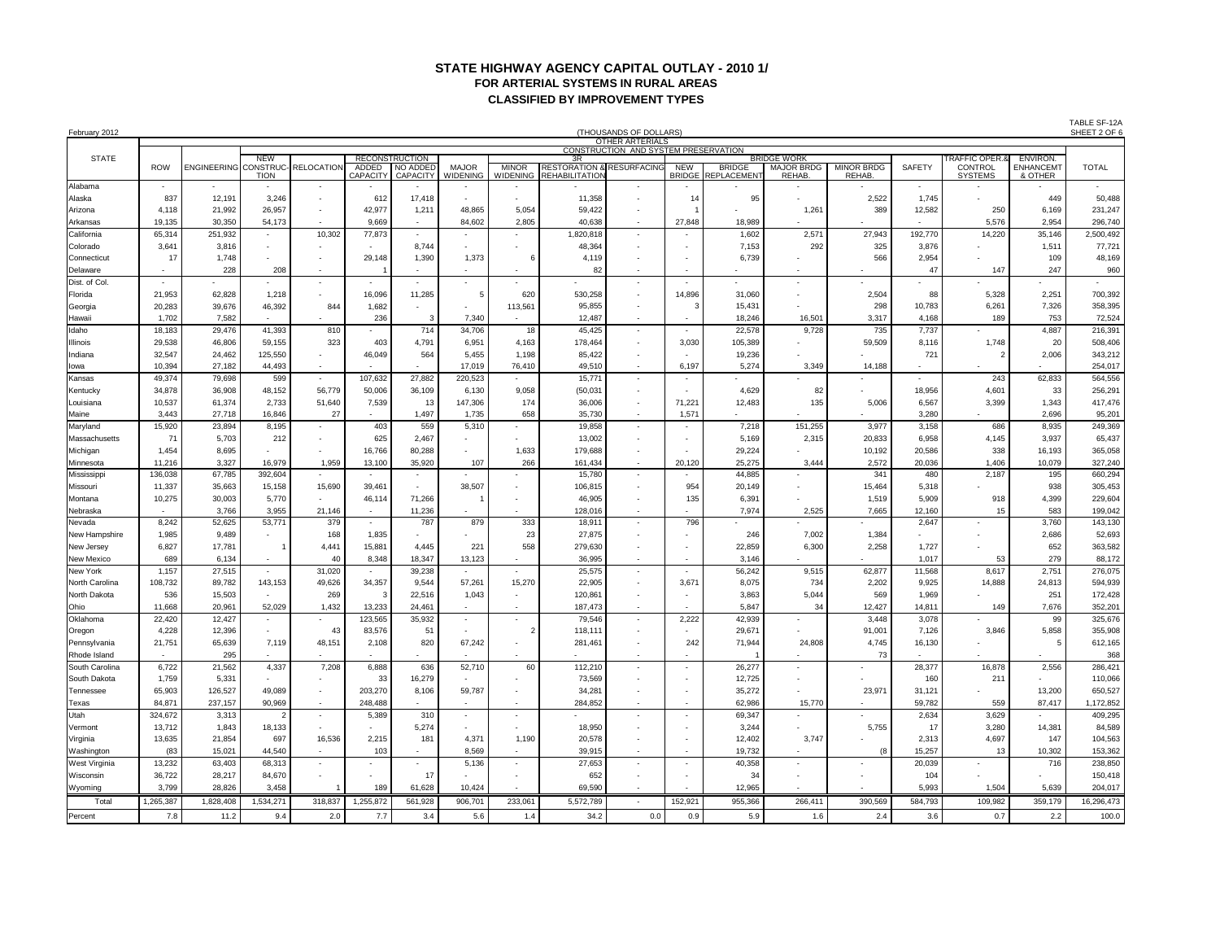# STATE HIGHWAY AGENCY CAPITAL OUTLAY - 2010 1/
## FOR ARTERIAL SYSTEMS IN RURAL AREAS
## CLASSIFIED BY IMPROVEMENT TYPES

TABLE SF-12A
SHEET 2 OF 6

February 2012

(THOUSANDS OF DOLLARS)

| STATE | OTHER ARTERIALS | | | | | | | | | | | | | | | | | | |
|---|---|---|---|---|---|---|---|---|---|---|---|---|---|---|---|---|---|---|---|
| | | | CONSTRUCTION AND SYSTEM PRESERVATION | | | | | | | | | | | | | | | | |
| | ROW | ENGINEERING | NEW CONSTRUC-TION | RELOCATION | RECONSTRUCTION | | 3R | | | | BRIDGE WORK | | | | SAFETY | TRAFFIC OPER.& CONTROL SYSTEMS | ENVIRON. ENHANCEMT & OTHER | TOTAL |
| | | | | | ADDED CAPACITY | NO ADDED CAPACITY | MAJOR WIDENING | MINOR WIDENING | RESTORATION & REHABILITATION | RESURFACING | NEW BRIDGE | BRIDGE REPLACEMENT | MAJOR BRDG REHAB. | MINOR BRDG REHAB. | | | | |
| Alabama | - | - | - | - | - | - | - | - | - | - | - | - | - | - | - | - | - | - |
| Alaska | 837 | 12,191 | 3,246 | - | 612 | 17,418 | - | - | 11,358 | - | 14 | 95 | - | 2,522 | 1,745 | - | 449 | 50,488 |
| Arizona | 4,118 | 21,992 | 26,957 | - | 42,977 | 1,211 | 48,865 | 5,054 | 59,422 | - | 1 | - | 1,261 | 389 | 12,582 | 250 | 6,169 | 231,247 |
| Arkansas | 19,135 | 30,350 | 54,173 | - | 9,669 | - | 84,602 | 2,805 | 40,638 | - | 27,848 | 18,989 | - | - | - | 5,576 | 2,954 | 296,740 |
| California | 65,314 | 251,932 | - | 10,302 | 77,873 | - | - | - | 1,820,818 | - | - | 1,602 | 2,571 | 27,943 | 192,770 | 14,220 | 35,146 | 2,500,492 |
| Colorado | 3,641 | 3,816 | - | - | - | 8,744 | - | - | 48,364 | - | - | 7,153 | 292 | 325 | 3,876 | - | 1,511 | 77,721 |
| Connecticut | 17 | 1,748 | - | - | 29,148 | 1,390 | 1,373 | 6 | 4,119 | - | - | 6,739 | - | 566 | 2,954 | - | 109 | 48,169 |
| Delaware | - | 228 | 208 | - | 1 | - | - | - | 82 | - | - | - | - | - | 47 | 147 | 247 | 960 |
| Dist. of Col. | - | - | - | - | - | - | - | - | - | - | - | - | - | - | - | - | - | - |
| Florida | 21,953 | 62,828 | 1,218 | - | 16,096 | 11,285 | 5 | 620 | 530,258 | - | 14,896 | 31,060 | - | 2,504 | 88 | 5,328 | 2,251 | 700,392 |
| Georgia | 20,283 | 39,676 | 46,392 | 844 | 1,682 | - | - | 113,561 | 95,855 | - | 3 | 15,431 | - | 298 | 10,783 | 6,261 | 7,326 | 358,395 |
| Hawaii | 1,702 | 7,582 | - | - | 236 | 3 | 7,340 | - | 12,487 | - | - | 18,246 | 16,501 | 3,317 | 4,168 | 189 | 753 | 72,524 |
| Idaho | 18,183 | 29,476 | 41,393 | 810 | - | 714 | 34,706 | 18 | 45,425 | - | - | 22,578 | 9,728 | 735 | 7,737 | - | 4,887 | 216,391 |
| Illinois | 29,538 | 46,806 | 59,155 | 323 | 403 | 4,791 | 6,951 | 4,163 | 178,464 | - | 3,030 | 105,389 | - | 59,509 | 8,116 | 1,748 | 20 | 508,406 |
| Indiana | 32,547 | 24,462 | 125,550 | - | 46,049 | 564 | 5,455 | 1,198 | 85,422 | - | - | 19,236 | - | - | 721 | 2 | 2,006 | 343,212 |
| Iowa | 10,394 | 27,182 | 44,493 | - | - | - | 17,019 | 76,410 | 49,510 | - | 6,197 | 5,274 | 3,349 | 14,188 | - | - | - | 254,017 |
| Kansas | 49,374 | 79,698 | 599 | - | 107,632 | 27,882 | 220,523 | - | 15,771 | - | - | - | - | - | - | 243 | 62,833 | 564,556 |
| Kentucky | 34,878 | 36,908 | 48,152 | 56,779 | 50,006 | 36,109 | 6,130 | 9,058 | (50,031 | - | - | 4,629 | 82 | - | 18,956 | 4,601 | 33 | 256,291 |
| Louisiana | 10,537 | 61,374 | 2,733 | 51,640 | 7,539 | 13 | 147,306 | 174 | 36,006 | - | 71,221 | 12,483 | 135 | 5,006 | 6,567 | 3,399 | 1,343 | 417,476 |
| Maine | 3,443 | 27,718 | 16,846 | 27 | - | 1,497 | 1,735 | 658 | 35,730 | - | 1,571 | - | - | - | 3,280 | - | 2,696 | 95,201 |
| Maryland | 15,920 | 23,894 | 8,195 | - | 403 | 559 | 5,310 | - | 19,858 | - | - | 7,218 | 151,255 | 3,977 | 3,158 | 686 | 8,935 | 249,369 |
| Massachusetts | 71 | 5,703 | 212 | - | 625 | 2,467 | - | - | 13,002 | - | - | 5,169 | 2,315 | 20,833 | 6,958 | 4,145 | 3,937 | 65,437 |
| Michigan | 1,454 | 8,695 | - | - | 16,766 | 80,288 | - | 1,633 | 179,688 | - | - | 29,224 | - | 10,192 | 20,586 | 338 | 16,193 | 365,058 |
| Minnesota | 11,216 | 3,327 | 16,979 | 1,959 | 13,100 | 35,920 | 107 | 266 | 161,434 | - | 20,120 | 25,275 | 3,444 | 2,572 | 20,036 | 1,406 | 10,079 | 327,240 |
| Mississippi | 136,038 | 67,785 | 392,604 | - | - | - | - | - | 15,780 | - | - | 44,885 | - | 341 | 480 | 2,187 | 195 | 660,294 |
| Missouri | 11,337 | 35,663 | 15,158 | 15,690 | 39,461 | - | 38,507 | - | 106,815 | - | 954 | 20,149 | - | 15,464 | 5,318 | - | 938 | 305,453 |
| Montana | 10,275 | 30,003 | 5,770 | - | 46,114 | 71,266 | 1 | - | 46,905 | - | 135 | 6,391 | - | 1,519 | 5,909 | 918 | 4,399 | 229,604 |
| Nebraska | - | 3,766 | 3,955 | 21,146 | - | 11,236 | - | - | 128,016 | - | - | 7,974 | 2,525 | 7,665 | 12,160 | 15 | 583 | 199,042 |
| Nevada | 8,242 | 52,625 | 53,771 | 379 | - | 787 | 879 | 333 | 18,911 | - | 796 | - | - | - | 2,647 | - | 3,760 | 143,130 |
| New Hampshire | 1,985 | 9,489 | - | 168 | 1,835 | - | - | 23 | 27,875 | - | - | 246 | 7,002 | 1,384 | - | - | 2,686 | 52,693 |
| New Jersey | 6,827 | 17,781 | 1 | 4,441 | 15,881 | 4,445 | 221 | 558 | 279,630 | - | - | 22,859 | 6,300 | 2,258 | 1,727 | - | 652 | 363,582 |
| New Mexico | 689 | 6,134 | - | 40 | 8,348 | 18,347 | 13,123 | - | 36,995 | - | - | 3,146 | - | - | 1,017 | 53 | 279 | 88,172 |
| New York | 1,157 | 27,515 | - | 31,020 | - | 39,238 | - | - | 25,575 | - | - | 56,242 | 9,515 | 62,877 | 11,568 | 8,617 | 2,751 | 276,075 |
| North Carolina | 108,732 | 89,782 | 143,153 | 49,626 | 34,357 | 9,544 | 57,261 | 15,270 | 22,905 | - | 3,671 | 8,075 | 734 | 2,202 | 9,925 | 14,888 | 24,813 | 594,939 |
| North Dakota | 536 | 15,503 | - | 269 | 3 | 22,516 | 1,043 | - | 120,861 | - | - | 3,863 | 5,044 | 569 | 1,969 | - | 251 | 172,428 |
| Ohio | 11,668 | 20,961 | 52,029 | 1,432 | 13,233 | 24,461 | - | - | 187,473 | - | - | 5,847 | 34 | 12,427 | 14,811 | 149 | 7,676 | 352,201 |
| Oklahoma | 22,420 | 12,427 | - | - | 123,565 | 35,932 | - | - | 79,546 | - | 2,222 | 42,939 | - | 3,448 | 3,078 | - | 99 | 325,676 |
| Oregon | 4,228 | 12,396 | - | 43 | 83,576 | 51 | - | 2 | 118,111 | - | - | 29,671 | - | 91,001 | 7,126 | 3,846 | 5,858 | 355,908 |
| Pennsylvania | 21,751 | 65,639 | 7,119 | 48,151 | 2,108 | 820 | 67,242 | - | 281,461 | - | 242 | 71,944 | 24,808 | 4,745 | 16,130 | - | 5 | 612,165 |
| Rhode Island | - | 295 | - | - | - | - | - | - | - | - | - | 1 | - | 73 | - | - | - | 368 |
| South Carolina | 6,722 | 21,562 | 4,337 | 7,208 | 6,888 | 636 | 52,710 | 60 | 112,210 | - | - | 26,277 | - | - | 28,377 | 16,878 | 2,556 | 286,421 |
| South Dakota | 1,759 | 5,331 | - | - | 33 | 16,279 | - | - | 73,569 | - | - | 12,725 | - | - | 160 | 211 | - | 110,066 |
| Tennessee | 65,903 | 126,527 | 49,089 | - | 203,270 | 8,106 | 59,787 | - | 34,281 | - | - | 35,272 | - | 23,971 | 31,121 | - | 13,200 | 650,527 |
| Texas | 84,871 | 237,157 | 90,969 | - | 248,488 | - | - | - | 284,852 | - | - | 62,986 | 15,770 | - | 59,782 | 559 | 87,417 | 1,172,852 |
| Utah | 324,672 | 3,313 | 2 | - | 5,389 | 310 | - | - | - | - | - | 69,347 | - | - | 2,634 | 3,629 | - | 409,295 |
| Vermont | 13,712 | 1,843 | 18,133 | - | - | 5,274 | - | - | 18,950 | - | - | 3,244 | - | 5,755 | 17 | 3,280 | 14,381 | 84,589 |
| Virginia | 13,635 | 21,854 | 697 | 16,536 | 2,215 | 181 | 4,371 | 1,190 | 20,578 | - | - | 12,402 | 3,747 | - | 2,313 | 4,697 | 147 | 104,563 |
| Washington | (83 | 15,021 | 44,540 | - | 103 | - | 8,569 | - | 39,915 | - | - | 19,732 | - | (8 | 15,257 | 13 | 10,302 | 153,362 |
| West Virginia | 13,232 | 63,403 | 68,313 | - | - | - | 5,136 | - | 27,653 | - | - | 40,358 | - | - | 20,039 | - | 716 | 238,850 |
| Wisconsin | 36,722 | 28,217 | 84,670 | - | - | 17 | - | - | 652 | - | - | 34 | - | - | 104 | - | - | 150,418 |
| Wyoming | 3,799 | 28,826 | 3,458 | 1 | 189 | 61,628 | 10,424 | - | 69,590 | - | - | 12,965 | - | - | 5,993 | 1,504 | 5,639 | 204,017 |
| Total | 1,265,387 | 1,828,408 | 1,534,271 | 318,837 | 1,255,872 | 561,928 | 906,701 | 233,061 | 5,572,789 | - | 152,921 | 955,366 | 266,411 | 390,569 | 584,793 | 109,982 | 359,179 | 16,296,473 |
| Percent | 7.8 | 11.2 | 9.4 | 2.0 | 7.7 | 3.4 | 5.6 | 1.4 | 34.2 | 0.0 | 0.9 | 5.9 | 1.6 | 2.4 | 3.6 | 0.7 | 2.2 | 100.0 |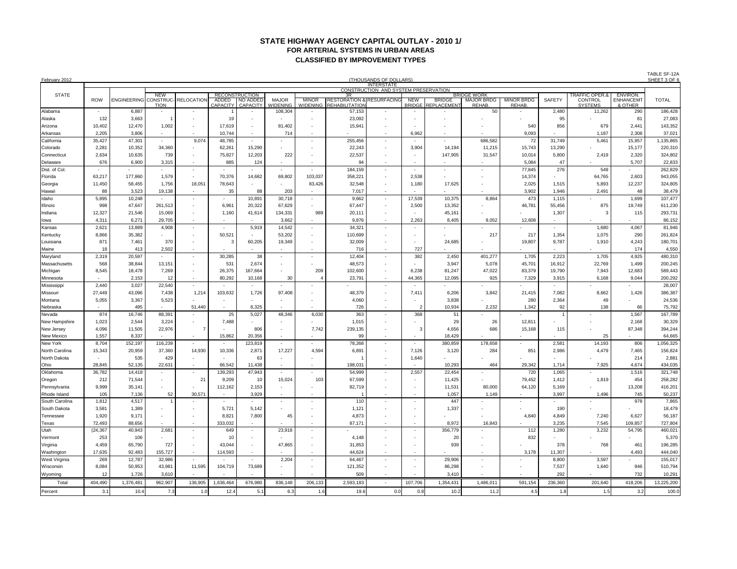# STATE HIGHWAY AGENCY CAPITAL OUTLAY - 2010 1/
## FOR ARTERIAL SYSTEMS IN URBAN AREAS
## CLASSIFIED BY IMPROVEMENT TYPES

February 2012

(THOUSANDS OF DOLLARS)

TABLE SF-12A
SHEET 3 OF 6

INTERSTATE

| STATE | ROW | ENGINEERING | NEW CONSTRUCTION | RELOCATION | CONSTRUCTION AND SYSTEM PRESERVATION | | | | | | | | | | SAFETY | TRAFFIC OPER. & CONTROL SYSTEMS | ENVIRON. ENHANCEMENT & OTHER | TOTAL |
|---|---|---|---|---|---|---|---|---|---|---|---|---|---|---|---|---|---|---|
| | | | | | RECONSTRUCTION | | | | 3R | | BRIDGE WORK | | | | | | | |
| | | | | | ADDED CAPACITY | NO ADDED CAPACITY | MAJOR WIDENING | MINOR WIDENING | RESTORATION & REHABILITATION | RESURFACING | NEW BRIDGE | BRIDGE REPLACEMENT | MAJOR BRDG REHAB. | MINOR BRDG REHAB. | | | | |
| Alabama | - | 6,887 | - | - | 1 | - | 108,304 | - | 57,153 | - | - | - | 50 | - | 2,480 | 11,262 | 290 | 186,428 |
| Alaska | 132 | 3,663 | 1 | - | 19 | - | - | - | 23,092 | - | - | - | - | - | 95 | - | 81 | 27,083 |
| Arizona | 10,402 | 12,470 | 1,002 | - | 17,619 | - | 81,402 | - | 15,941 | - | - | - | - | 540 | 856 | 679 | 2,441 | 143,352 |
| Arkansas | 2,205 | 3,806 | - | - | 10,744 | - | 714 | - | - | - | 6,962 | - | - | 9,093 | - | 1,187 | 2,308 | 37,021 |
| California | 35,427 | 47,301 | - | 9,074 | 48,785 | - | - | - | 255,456 | - | - | - | 686,582 | 72 | 31,749 | 5,461 | 15,957 | 1,135,865 |
| Colorado | 2,281 | 10,352 | 34,360 | - | 62,261 | 15,290 | - | - | 22,243 | - | 3,904 | 14,194 | 11,215 | 15,743 | 13,290 | - | 15,177 | 220,310 |
| Connecticut | 2,634 | 10,635 | 739 | - | 75,827 | 12,203 | 222 | - | 22,537 | - | - | 147,905 | 31,547 | 10,014 | 5,800 | 2,419 | 2,320 | 324,802 |
| Delaware | 676 | 6,900 | 3,315 | - | 885 | 124 | - | - | 94 | - | - | - | - | 5,084 | 47 | - | 5,707 | 22,833 |
| Dist. of Col. | - | - | - | - | - | - | - | - | 184,159 | - | - | - | - | 77,845 | 276 | 549 | - | 262,829 |
| Florida | 63,217 | 177,860 | 1,579 | - | 70,376 | 14,682 | 69,802 | 103,037 | 358,221 | - | 2,538 | - | - | 14,374 | - | 64,765 | 2,603 | 943,055 |
| Georgia | 11,450 | 58,455 | 1,756 | 18,051 | 78,643 | - | - | 83,426 | 32,548 | - | 1,180 | 17,625 | - | 2,025 | 1,515 | 5,893 | 12,237 | 324,805 |
| Hawaii | 88 | 3,523 | 19,138 | - | 35 | 88 | 203 | - | 7,017 | - | - | - | - | 3,902 | 1,946 | 2,491 | 48 | 38,479 |
| Idaho | 5,895 | 10,248 | - | - | - | 10,891 | 30,718 | - | 9,662 | - | 17,539 | 10,375 | 8,864 | 473 | 1,115 | - | 1,699 | 107,477 |
| Illinois | 998 | 47,647 | 261,513 | - | 6,961 | 20,322 | 67,629 | - | 67,447 | - | 2,500 | 13,352 | - | 46,781 | 55,456 | 875 | 19,749 | 611,230 |
| Indiana | 12,327 | 21,546 | 15,069 | - | 1,160 | 41,614 | 134,331 | 989 | 20,111 | - | - | 45,161 | - | - | 1,307 | 3 | 115 | 293,731 |
| Iowa | 4,311 | 6,271 | 29,705 | - | - | - | 3,662 | - | 9,876 | - | 2,263 | 8,405 | 9,052 | 12,608 | - | - | - | 86,152 |
| Kansas | 2,621 | 13,889 | 4,908 | - | - | 5,919 | 14,542 | - | 34,321 | - | - | - | - | - | - | 1,680 | 4,067 | 81,946 |
| Kentucky | 8,866 | 35,382 | - | - | 50,521 | - | 53,202 | - | 110,699 | - | - | - | 217 | 217 | 1,354 | 1,075 | 290 | 261,824 |
| Louisiana | 871 | 7,461 | 370 | - | 3 | 60,205 | 19,349 | - | 32,009 | - | - | 24,685 | - | 19,807 | 9,787 | 1,910 | 4,243 | 180,701 |
| Maine | 18 | 413 | 2,502 | - | - | - | - | - | 716 | - | 727 | - | - | - | - | - | 174 | 4,550 |
| Maryland | 2,319 | 20,597 | - | - | 30,285 | 38 | - | - | 12,404 | - | 382 | 2,450 | 401,277 | 1,705 | 2,223 | 1,705 | 4,925 | 480,310 |
| Massachusetts | 568 | 38,844 | 13,151 | - | 531 | 2,674 | - | - | 48,573 | - | - | 3,947 | 5,078 | 45,701 | 16,912 | 22,769 | 1,499 | 200,245 |
| Michigan | 8,545 | 18,478 | 7,269 | - | 26,375 | 167,664 | - | 209 | 102,600 | - | 6,238 | 81,247 | 47,022 | 83,379 | 19,790 | 7,943 | 12,683 | 589,443 |
| Minnesota | - | 2,153 | 12 | - | 80,292 | 10,168 | 30 | 4 | 23,791 | - | 44,365 | 12,095 | 925 | 7,329 | 3,915 | 6,168 | 9,044 | 200,292 |
| Mississippi | 2,440 | 3,027 | 22,540 | - | - | - | - | - | - | - | - | - | - | - | - | - | - | 28,007 |
| Missouri | 27,449 | 43,096 | 7,438 | 1,214 | 103,632 | 1,726 | 97,408 | - | 48,379 | - | 7,411 | 6,206 | 3,842 | 21,415 | 7,082 | 8,662 | 1,426 | 386,387 |
| Montana | 5,055 | 3,367 | 5,523 | - | - | - | - | - | 4,060 | - | - | 3,838 | - | 280 | 2,364 | 49 | - | 24,536 |
| Nebraska | - | 495 | - | 51,440 | - | 8,325 | - | - | 726 | - | 2 | 10,934 | 2,232 | 1,342 | 92 | 138 | 66 | 75,792 |
| Nevada | 874 | 16,746 | 88,391 | - | 25 | 5,027 | 48,346 | 6,030 | 363 | - | 368 | 51 | - | - | 1 | - | 1,567 | 167,789 |
| New Hampshire | 1,023 | 2,544 | 3,224 | - | 7,488 | - | - | - | 1,015 | - | - | 29 | 26 | 12,811 | - | - | 2,168 | 30,329 |
| New Jersey | 4,096 | 11,505 | 22,976 | 7 | - | 806 | - | 7,742 | 239,135 | - | 3 | 4,656 | 686 | 15,168 | 115 | - | 87,348 | 394,244 |
| New Mexico | 1,557 | 8,337 | - | - | 15,862 | 20,356 | - | - | 99 | - | - | 18,429 | - | - | - | 25 | - | 64,665 |
| New York | 8,704 | 152,197 | 116,239 | - | - | 123,819 | - | - | 78,268 | - | - | 380,859 | 178,658 | - | 2,581 | 14,193 | 806 | 1,056,325 |
| North Carolina | 15,343 | 20,959 | 37,360 | 14,930 | 10,336 | 2,871 | 17,227 | 4,594 | 6,891 | - | 7,126 | 3,120 | 284 | 851 | 2,986 | 4,479 | 7,465 | 156,824 |
| North Dakota | - | 535 | 429 | - | - | 63 | - | - | 1 | - | 1,640 | - | - | - | - | - | 214 | 2,881 |
| Ohio | 28,845 | 52,135 | 22,631 | - | 66,542 | 11,438 | - | - | 198,031 | - | - | 10,293 | 464 | 29,342 | 1,714 | 7,925 | 4,674 | 434,035 |
| Oklahoma | 36,782 | 14,418 | - | - | 139,293 | 47,943 | - | - | 54,999 | - | 2,557 | 22,454 | - | 720 | 1,065 | - | 1,516 | 321,748 |
| Oregon | 212 | 71,544 | - | 21 | 9,209 | 10 | 15,024 | 103 | 67,599 | - | - | 11,425 | - | 79,452 | 1,412 | 1,819 | 454 | 258,282 |
| Pennsylvania | 9,999 | 35,141 | - | - | 112,162 | 2,153 | - | - | 82,719 | - | - | 11,531 | 80,000 | 64,120 | 5,169 | - | 13,208 | 416,201 |
| Rhode Island | 105 | 7,136 | 52 | 30,571 | - | 3,929 | - | - | 1 | - | - | 1,057 | 1,149 | - | 3,997 | 1,496 | 745 | 50,237 |
| South Carolina | 1,812 | 4,517 | 1 | - | - | - | - | - | 110 | - | - | 447 | - | - | - | - | 978 | 7,865 |
| South Dakota | 3,581 | 1,389 | - | - | 5,721 | 5,142 | - | - | 1,121 | - | - | 1,337 | - | - | 190 | - | - | 18,479 |
| Tennessee | 1,920 | 9,171 | - | - | 8,821 | 7,800 | 45 | - | 4,873 | - | - | - | - | 4,840 | 4,849 | 7,240 | 6,627 | 56,187 |
| Texas | 72,493 | 88,656 | - | - | 333,032 | - | - | - | 87,171 | - | - | 8,972 | 16,843 | - | 3,235 | 7,545 | 109,857 | 727,804 |
| Utah | (24,367 | 40,943 | 2,681 | - | 649 | - | 23,918 | - | - | - | - | 356,779 | - | 112 | 1,280 | 3,232 | 54,795 | 460,021 |
| Vermont | 253 | 106 | - | - | 10 | - | - | - | 4,148 | - | - | 20 | - | 832 | - | - | - | 5,370 |
| Virginia | 4,459 | 65,790 | 727 | - | 43,044 | - | 47,865 | - | 31,853 | - | - | 939 | - | - | 378 | 768 | 461 | 196,285 |
| Washington | 17,635 | 92,483 | 155,727 | - | 114,593 | - | - | - | 44,624 | - | - | - | - | 3,178 | 11,307 | - | 4,493 | 444,040 |
| West Virginia | 269 | 12,787 | 32,986 | - | - | - | 2,204 | - | 64,467 | - | - | 29,906 | - | - | 8,800 | 3,597 | - | 155,017 |
| Wisconsin | 8,084 | 50,953 | 43,981 | 11,595 | 104,719 | 73,689 | - | - | 121,352 | - | - | 86,298 | - | - | 7,537 | 1,640 | 946 | 510,794 |
| Wyoming | 12 | 1,726 | 3,610 | - | - | - | - | - | 509 | - | - | 3,410 | - | - | 292 | - | 732 | 10,291 |
| Total | 404,490 | 1,376,481 | 962,907 | 136,905 | 1,636,464 | 676,980 | 836,148 | 206,133 | 2,593,183 | - | 107,706 | 1,354,431 | 1,486,011 | 591,154 | 236,360 | 201,640 | 418,206 | 13,225,200 |
| Percent | 3.1 | 10.4 | 7.3 | 1.0 | 12.4 | 5.1 | 6.3 | 1.6 | 19.6 | 0.0 | 0.8 | 10.2 | 11.2 | 4.5 | 1.8 | 1.5 | 3.2 | 100.0 |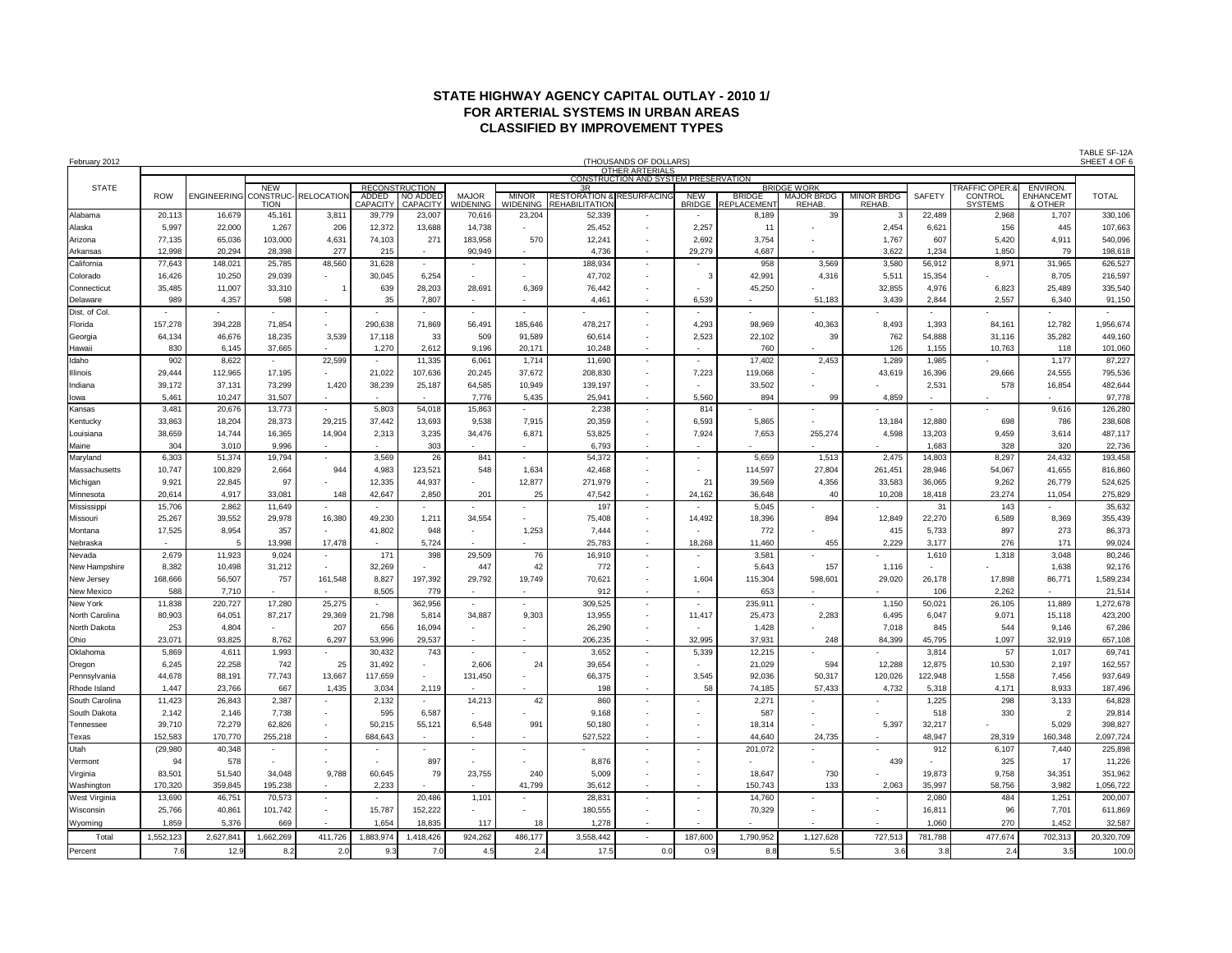# STATE HIGHWAY AGENCY CAPITAL OUTLAY - 2010 1/
## FOR ARTERIAL SYSTEMS IN URBAN AREAS
## CLASSIFIED BY IMPROVEMENT TYPES

February 2012 — (THOUSANDS OF DOLLARS) — TABLE SF-12A SHEET 4 OF 6

OTHER ARTERIALS

| STATE | ROW | ENGINEERING | CONSTRUCTION AND SYSTEM PRESERVATION | | | | | | | | | BRIDGE WORK | | | | SAFETY | TRAFFIC OPER.& CONTROL SYSTEMS | ENVIRON. ENHANCEMT & OTHER | TOTAL |
|---|---|---|---|---|---|---|---|---|---|---|---|---|---|---|---|---|---|---|---|
| | | | NEW CONSTRUC-TION | RELOCATION | RECONSTRUCTION ADDED CAPACITY | RECONSTRUCTION NO ADDED CAPACITY | MAJOR WIDENING | MINOR WIDENING | 3R RESTORATION & REHABILITATION | 3R RESURFACING | NEW BRIDGE | BRIDGE REPLACEMENT | MAJOR BRDG REHAB. | MINOR BRDG REHAB. | | | | |
| Alabama | 20,113 | 16,679 | 45,161 | 3,811 | 39,779 | 23,007 | 70,616 | 23,204 | 52,339 | - | - | 8,189 | 39 | 3 | 22,489 | 2,968 | 1,707 | 330,106 |
| Alaska | 5,997 | 22,000 | 1,267 | 206 | 12,372 | 13,688 | 14,738 | - | 25,452 | - | 2,257 | 11 | - | 2,454 | 6,621 | 156 | 445 | 107,663 |
| Arizona | 77,135 | 65,036 | 103,000 | 4,631 | 74,103 | 271 | 183,958 | 570 | 12,241 | - | 2,692 | 3,754 | - | 1,767 | 607 | 5,420 | 4,911 | 540,096 |
| Arkansas | 12,998 | 20,294 | 28,398 | 277 | 215 | - | 90,949 | - | 4,736 | - | 29,279 | 4,687 | - | 3,622 | 1,234 | 1,850 | 79 | 198,618 |
| California | 77,643 | 148,021 | 25,785 | 48,560 | 31,628 | - | - | - | 188,934 | - | - | 958 | 3,569 | 3,580 | 56,912 | 8,971 | 31,965 | 626,527 |
| Colorado | 16,426 | 10,250 | 29,039 | - | 30,045 | 6,254 | - | - | 47,702 | - | 3 | 42,991 | 4,316 | 5,511 | 15,354 | - | 8,705 | 216,597 |
| Connecticut | 35,485 | 11,007 | 33,310 | 1 | 639 | 28,203 | 28,691 | 6,369 | 76,442 | - | - | 45,250 | - | 32,855 | 4,976 | 6,823 | 25,489 | 335,540 |
| Delaware | 989 | 4,357 | 598 | - | 35 | 7,807 | - | - | 4,461 | - | 6,539 | - | 51,183 | 3,439 | 2,844 | 2,557 | 6,340 | 91,150 |
| Dist. of Col. | - | - | - | - | - | - | - | - | - | - | - | - | - | - | - | - | - | - |
| Florida | 157,278 | 394,228 | 71,854 | - | 290,638 | 71,869 | 56,491 | 185,646 | 478,217 | - | 4,293 | 98,969 | 40,363 | 8,493 | 1,393 | 84,161 | 12,782 | 1,956,674 |
| Georgia | 64,134 | 46,676 | 18,235 | 3,539 | 17,118 | 33 | 509 | 91,589 | 60,614 | - | 2,523 | 22,102 | 39 | 762 | 54,888 | 31,116 | 35,282 | 449,160 |
| Hawaii | 830 | 6,145 | 37,665 | - | 1,270 | 2,612 | 9,196 | 20,171 | 10,248 | - | - | 760 | - | 126 | 1,155 | 10,763 | 118 | 101,060 |
| Idaho | 902 | 8,622 | - | 22,599 | - | 11,335 | 6,061 | 1,714 | 11,690 | - | - | 17,402 | 2,453 | 1,289 | 1,985 | - | 1,177 | 87,227 |
| Illinois | 29,444 | 112,965 | 17,195 | - | 21,022 | 107,636 | 20,245 | 37,672 | 208,830 | - | 7,223 | 119,068 | - | 43,619 | 16,396 | 29,666 | 24,555 | 795,536 |
| Indiana | 39,172 | 37,131 | 73,299 | 1,420 | 38,239 | 25,187 | 64,585 | 10,949 | 139,197 | - | - | 33,502 | - | - | 2,531 | 578 | 16,854 | 482,644 |
| Iowa | 5,461 | 10,247 | 31,507 | - | - | - | 7,776 | 5,435 | 25,941 | - | 5,560 | 894 | 99 | 4,859 | - | - | - | 97,778 |
| Kansas | 3,481 | 20,676 | 13,773 | - | 5,803 | 54,018 | 15,863 | - | 2,238 | - | 814 | - | - | - | - | - | 9,616 | 126,280 |
| Kentucky | 33,863 | 18,204 | 28,373 | 29,215 | 37,442 | 13,693 | 9,538 | 7,915 | 20,359 | - | 6,593 | 5,865 | - | 13,184 | 12,880 | 698 | 786 | 238,608 |
| Louisiana | 38,659 | 14,744 | 16,365 | 14,904 | 2,313 | 3,235 | 34,476 | 6,871 | 53,825 | - | 7,924 | 7,653 | 255,274 | 4,598 | 13,203 | 9,459 | 3,614 | 487,117 |
| Maine | 304 | 3,010 | 9,996 | - | - | 303 | - | - | 6,793 | - | - | - | - | - | 1,683 | 328 | 320 | 22,736 |
| Maryland | 6,303 | 51,374 | 19,794 | - | 3,569 | 26 | 841 | - | 54,372 | - | - | 5,659 | 1,513 | 2,475 | 14,803 | 8,297 | 24,432 | 193,458 |
| Massachusetts | 10,747 | 100,829 | 2,664 | 944 | 4,983 | 123,521 | 548 | 1,634 | 42,468 | - | - | 114,597 | 27,804 | 261,451 | 28,946 | 54,067 | 41,655 | 816,860 |
| Michigan | 9,921 | 22,845 | 97 | - | 12,335 | 44,937 | - | 12,877 | 271,979 | - | 21 | 39,569 | 4,356 | 33,583 | 36,065 | 9,262 | 26,779 | 524,625 |
| Minnesota | 20,614 | 4,917 | 33,081 | 148 | 42,647 | 2,850 | 201 | 25 | 47,542 | - | 24,162 | 36,648 | 40 | 10,208 | 18,418 | 23,274 | 11,054 | 275,829 |
| Mississippi | 15,706 | 2,862 | 11,649 | - | - | - | - | - | 197 | - | - | 5,045 | - | - | 31 | 143 | - | 35,632 |
| Missouri | 25,267 | 39,552 | 29,978 | 16,380 | 49,230 | 1,211 | 34,554 | - | 75,408 | - | 14,492 | 18,396 | 894 | 12,849 | 22,270 | 6,589 | 8,369 | 355,439 |
| Montana | 17,525 | 8,954 | 357 | - | 41,802 | 948 | - | 1,253 | 7,444 | - | - | 772 | - | 415 | 5,733 | 897 | 273 | 86,373 |
| Nebraska | - | 5 | 13,998 | 17,478 | - | 5,724 | - | - | 25,783 | - | 18,268 | 11,460 | 455 | 2,229 | 3,177 | 276 | 171 | 99,024 |
| Nevada | 2,679 | 11,923 | 9,024 | - | 171 | 398 | 29,509 | 76 | 16,910 | - | - | 3,581 | - | - | 1,610 | 1,318 | 3,048 | 80,246 |
| New Hampshire | 8,382 | 10,498 | 31,212 | - | 32,269 | - | 447 | 42 | 772 | - | - | 5,643 | 157 | 1,116 | - | - | 1,638 | 92,176 |
| New Jersey | 168,666 | 56,507 | 757 | 161,548 | 8,827 | 197,392 | 29,792 | 19,749 | 70,621 | - | 1,604 | 115,304 | 598,601 | 29,020 | 26,178 | 17,898 | 86,771 | 1,589,234 |
| New Mexico | 588 | 7,710 | - | - | 8,505 | 779 | - | - | 912 | - | - | 653 | - | - | 106 | 2,262 | - | 21,514 |
| New York | 11,838 | 220,727 | 17,280 | 25,275 | - | 362,956 | - | - | 309,525 | - | - | 235,911 | - | 1,150 | 50,021 | 26,105 | 11,889 | 1,272,678 |
| North Carolina | 80,903 | 64,051 | 87,217 | 29,369 | 21,798 | 5,814 | 34,887 | 9,303 | 13,955 | - | 11,417 | 25,473 | 2,283 | 6,495 | 6,047 | 9,071 | 15,118 | 423,200 |
| North Dakota | 253 | 4,804 | - | 207 | 656 | 16,094 | - | - | 26,290 | - | - | 1,428 | - | 7,018 | 845 | 544 | 9,146 | 67,286 |
| Ohio | 23,071 | 93,825 | 8,762 | 6,297 | 53,996 | 29,537 | - | - | 206,235 | - | 32,995 | 37,931 | 248 | 84,399 | 45,795 | 1,097 | 32,919 | 657,108 |
| Oklahoma | 5,869 | 4,611 | 1,993 | - | 30,432 | 743 | - | - | 3,652 | - | 5,339 | 12,215 | - | - | 3,814 | 57 | 1,017 | 69,741 |
| Oregon | 6,245 | 22,258 | 742 | 25 | 31,492 | - | 2,606 | 24 | 39,654 | - | - | 21,029 | 594 | 12,288 | 12,875 | 10,530 | 2,197 | 162,557 |
| Pennsylvania | 44,678 | 88,191 | 77,743 | 13,667 | 117,659 | - | 131,450 | - | 66,375 | - | 3,545 | 92,036 | 50,317 | 120,026 | 122,948 | 1,558 | 7,456 | 937,649 |
| Rhode Island | 1,447 | 23,766 | 667 | 1,435 | 3,034 | 2,119 | - | - | 198 | - | 58 | 74,185 | 57,433 | 4,732 | 5,318 | 4,171 | 8,933 | 187,496 |
| South Carolina | 11,423 | 26,843 | 2,387 | - | 2,132 | - | 14,213 | 42 | 860 | - | - | 2,271 | - | - | 1,225 | 298 | 3,133 | 64,828 |
| South Dakota | 2,142 | 2,146 | 7,738 | - | 595 | 6,587 | - | - | 9,168 | - | - | 587 | - | - | 518 | 330 | 2 | 29,814 |
| Tennessee | 39,710 | 72,279 | 62,826 | - | 50,215 | 55,121 | 6,548 | 991 | 50,180 | - | - | 18,314 | - | 5,397 | 32,217 | - | 5,029 | 398,827 |
| Texas | 152,583 | 170,770 | 255,218 | - | 684,643 | - | - | - | 527,522 | - | - | 44,640 | 24,735 | - | 48,947 | 28,319 | 160,348 | 2,097,724 |
| Utah | (29,980 | 40,348 | - | - | - | - | - | - | - | - | - | 201,072 | - | - | 912 | 6,107 | 7,440 | 225,898 |
| Vermont | 94 | 578 | - | - | - | 897 | - | - | 8,876 | - | - | - | - | 439 | - | 325 | 17 | 11,226 |
| Virginia | 83,501 | 51,540 | 34,048 | 9,788 | 60,645 | 79 | 23,755 | 240 | 5,009 | - | - | 18,647 | 730 | - | 19,873 | 9,758 | 34,351 | 351,962 |
| Washington | 170,320 | 359,845 | 195,238 | - | 2,233 | - | - | 41,799 | 35,612 | - | - | 150,743 | 133 | 2,063 | 35,997 | 58,756 | 3,982 | 1,056,722 |
| West Virginia | 13,690 | 46,751 | 70,573 | - | - | 20,486 | 1,101 | - | 28,831 | - | - | 14,760 | - | - | 2,080 | 484 | 1,251 | 200,007 |
| Wisconsin | 25,766 | 40,861 | 101,742 | - | 15,787 | 152,222 | - | - | 180,555 | - | - | 70,329 | - | - | 16,811 | 96 | 7,701 | 611,869 |
| Wyoming | 1,859 | 5,376 | 669 | - | 1,654 | 18,835 | 117 | 18 | 1,278 | - | - | - | - | - | 1,060 | 270 | 1,452 | 32,587 |
| Total | 1,552,123 | 2,627,841 | 1,662,269 | 411,726 | 1,883,974 | 1,418,426 | 924,262 | 486,177 | 3,558,442 | - | 187,600 | 1,790,952 | 1,127,628 | 727,513 | 781,788 | 477,674 | 702,313 | 20,320,709 |
| Percent | 7.6 | 12.9 | 8.2 | 2.0 | 9.3 | 7.0 | 4.5 | 2.4 | 17.5 | 0.0 | 0.9 | 8.8 | 5.5 | 3.6 | 3.8 | 2.4 | 3.5 | 100.0 |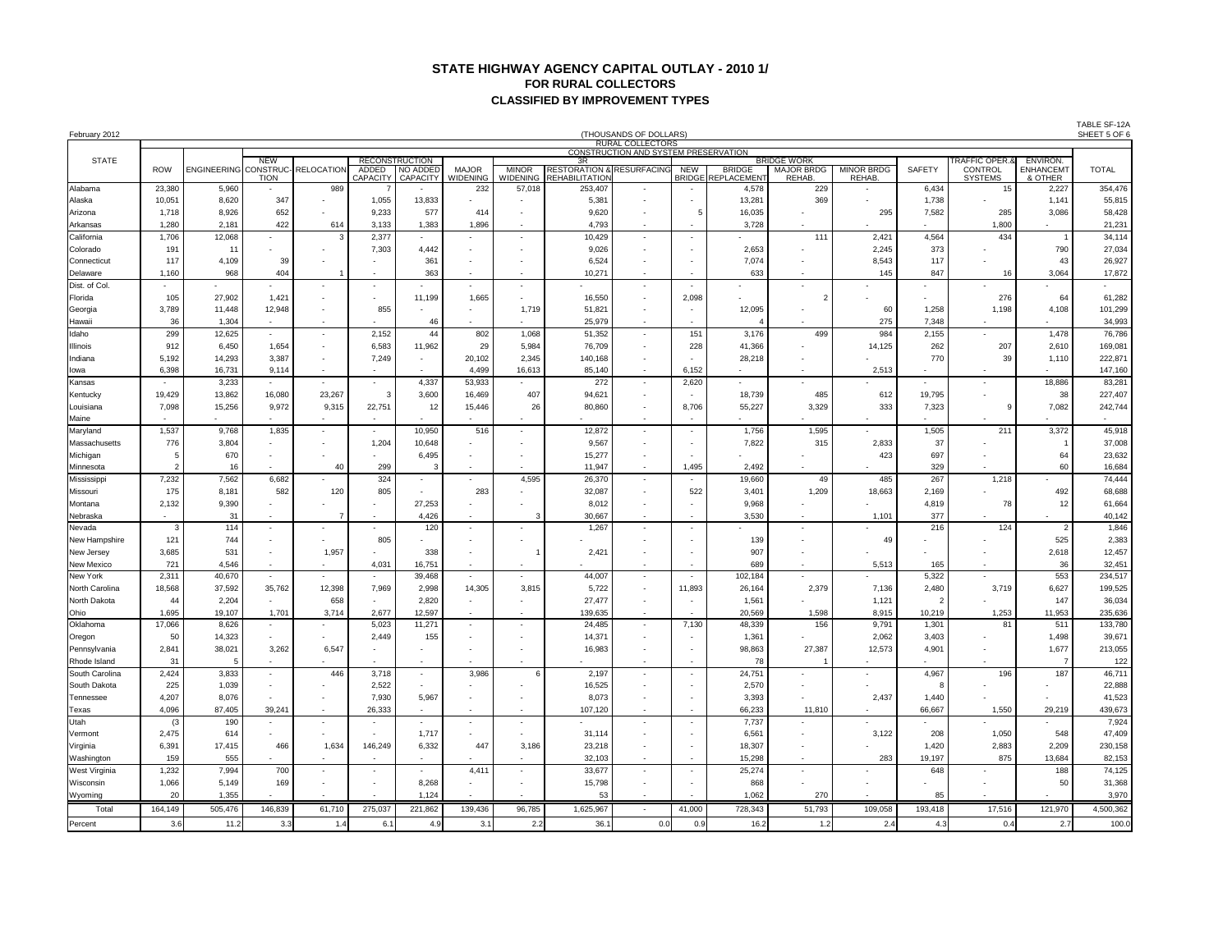# STATE HIGHWAY AGENCY CAPITAL OUTLAY - 2010 1/

## FOR RURAL COLLECTORS

## CLASSIFIED BY IMPROVEMENT TYPES

February 2012

(THOUSANDS OF DOLLARS)

TABLE SF-12A
SHEET 5 OF 6

| STATE | RURAL COLLECTORS | | | | | | | | | | | | | | | | | |
|---|---|---|---|---|---|---|---|---|---|---|---|---|---|---|---|---|---|---|
| | CONSTRUCTION AND SYSTEM PRESERVATION | | | | | | | | | | | | | | | | | |
| | | | | | RECONSTRUCTION | | 3R | | | | BRIDGE WORK | | | | | | | |
| | ROW | ENGINEERING | NEW CONSTRUC-TION | RELOCATION | ADDED CAPACITY | NO ADDED CAPACITY | MAJOR WIDENING | MINOR WIDENING | RESTORATION & REHABILITATION | RESURFACING | NEW BRIDGE | BRIDGE REPLACEMENT | MAJOR BRDG REHAB. | MINOR BRDG REHAB. | SAFETY | TRAFFIC OPER.& CONTROL SYSTEMS | ENVIRON. ENHANCEMT & OTHER | TOTAL |
| Alabama | 23,380 | 5,960 | - | 989 | 7 | - | 232 | 57,018 | 253,407 | - | - | 4,578 | 229 | - | 6,434 | 15 | 2,227 | 354,476 |
| Alaska | 10,051 | 8,620 | 347 | - | 1,055 | 13,833 | - | - | 5,381 | - | - | 13,281 | 369 | - | 1,738 | - | 1,141 | 55,815 |
| Arizona | 1,718 | 8,926 | 652 | - | 9,233 | 577 | 414 | - | 9,620 | - | 5 | 16,035 | - | 295 | 7,582 | 285 | 3,086 | 58,428 |
| Arkansas | 1,280 | 2,181 | 422 | 614 | 3,133 | 1,383 | 1,896 | - | 4,793 | - | - | 3,728 | - | - | - | 1,800 | - | 21,231 |
| California | 1,706 | 12,068 | - | 3 | 2,377 | - | - | - | 10,429 | - | - | - | 111 | 2,421 | 4,564 | 434 | 1 | 34,114 |
| Colorado | 191 | 11 | - | - | 7,303 | 4,442 | - | - | 9,026 | - | - | 2,653 | - | 2,245 | 373 | - | 790 | 27,034 |
| Connecticut | 117 | 4,109 | 39 | - | - | 361 | - | - | 6,524 | - | - | 7,074 | - | 8,543 | 117 | - | 43 | 26,927 |
| Delaware | 1,160 | 968 | 404 | 1 | - | 363 | - | - | 10,271 | - | - | 633 | - | 145 | 847 | 16 | 3,064 | 17,872 |
| Dist. of Col. | - | - | - | - | - | - | - | - | - | - | - | - | - | - | - | - | - | - |
| Florida | 105 | 27,902 | 1,421 | - | - | 11,199 | 1,665 | - | 16,550 | - | 2,098 | - | 2 | - | - | 276 | 64 | 61,282 |
| Georgia | 3,789 | 11,448 | 12,948 | - | 855 | - | - | 1,719 | 51,821 | - | - | 12,095 | - | 60 | 1,258 | 1,198 | 4,108 | 101,299 |
| Hawaii | 36 | 1,304 | - | - | - | 46 | - | - | 25,979 | - | - | 4 | - | 275 | 7,348 | - | - | 34,993 |
| Idaho | 299 | 12,625 | - | - | 2,152 | 44 | 802 | 1,068 | 51,352 | - | 151 | 3,176 | 499 | 984 | 2,155 | - | 1,478 | 76,786 |
| Illinois | 912 | 6,450 | 1,654 | - | 6,583 | 11,962 | 29 | 5,984 | 76,709 | - | 228 | 41,366 | - | 14,125 | 262 | 207 | 2,610 | 169,081 |
| Indiana | 5,192 | 14,293 | 3,387 | - | 7,249 | - | 20,102 | 2,345 | 140,168 | - | - | 28,218 | - | - | 770 | 39 | 1,110 | 222,871 |
| Iowa | 6,398 | 16,731 | 9,114 | - | - | - | 4,499 | 16,613 | 85,140 | - | 6,152 | - | - | 2,513 | - | - | - | 147,160 |
| Kansas | - | 3,233 | - | - | - | 4,337 | 53,933 | - | 272 | - | 2,620 | - | - | - | - | - | 18,886 | 83,281 |
| Kentucky | 19,429 | 13,862 | 16,080 | 23,267 | 3 | 3,600 | 16,469 | 407 | 94,621 | - | - | 18,739 | 485 | 612 | 19,795 | - | 38 | 227,407 |
| Louisiana | 7,098 | 15,256 | 9,972 | 9,315 | 22,751 | 12 | 15,446 | 26 | 80,860 | - | 8,706 | 55,227 | 3,329 | 333 | 7,323 | 9 | 7,082 | 242,744 |
| Maine | - | - | - | - | - | - | - | - | - | - | - | - | - | - | - | - | - | - |
| Maryland | 1,537 | 9,768 | 1,835 | - | - | 10,950 | 516 | - | 12,872 | - | - | 1,756 | 1,595 | - | 1,505 | 211 | 3,372 | 45,918 |
| Massachusetts | 776 | 3,804 | - | - | 1,204 | 10,648 | - | - | 9,567 | - | - | 7,822 | 315 | 2,833 | 37 | - | 1 | 37,008 |
| Michigan | 5 | 670 | - | - | - | 6,495 | - | - | 15,277 | - | - | - | - | 423 | 697 | - | 64 | 23,632 |
| Minnesota | 2 | 16 | - | 40 | 299 | 3 | - | - | 11,947 | - | 1,495 | 2,492 | - | - | 329 | - | 60 | 16,684 |
| Mississippi | 7,232 | 7,562 | 6,682 | - | 324 | - | - | 4,595 | 26,370 | - | - | 19,660 | 49 | 485 | 267 | 1,218 | - | 74,444 |
| Missouri | 175 | 8,181 | 582 | 120 | 805 | - | 283 | - | 32,087 | - | 522 | 3,401 | 1,209 | 18,663 | 2,169 | - | 492 | 68,688 |
| Montana | 2,132 | 9,390 | - | - | - | 27,253 | - | - | 8,012 | - | - | 9,968 | - | - | 4,819 | 78 | 12 | 61,664 |
| Nebraska | - | 31 | - | 7 | - | 4,426 | - | 3 | 30,667 | - | - | 3,530 | - | 1,101 | 377 | - | - | 40,142 |
| Nevada | 3 | 114 | - | - | - | 120 | - | - | 1,267 | - | - | - | - | - | 216 | 124 | 2 | 1,846 |
| New Hampshire | 121 | 744 | - | - | 805 | - | - | - | - | - | - | 139 | - | 49 | - | - | 525 | 2,383 |
| New Jersey | 3,685 | 531 | - | 1,957 | - | 338 | - | 1 | 2,421 | - | - | 907 | - | - | - | - | 2,618 | 12,457 |
| New Mexico | 721 | 4,546 | - | - | 4,031 | 16,751 | - | - | - | - | - | 689 | - | 5,513 | 165 | - | 36 | 32,451 |
| New York | 2,311 | 40,670 | - | - | - | 39,468 | - | - | 44,007 | - | - | 102,184 | - | - | 5,322 | - | 553 | 234,517 |
| North Carolina | 18,568 | 37,592 | 35,762 | 12,398 | 7,969 | 2,998 | 14,305 | 3,815 | 5,722 | - | 11,893 | 26,164 | 2,379 | 7,136 | 2,480 | 3,719 | 6,627 | 199,525 |
| North Dakota | 44 | 2,204 | - | 658 | - | 2,820 | - | - | 27,477 | - | - | 1,561 | - | 1,121 | 2 | - | 147 | 36,034 |
| Ohio | 1,695 | 19,107 | 1,701 | 3,714 | 2,677 | 12,597 | - | - | 139,635 | - | - | 20,569 | 1,598 | 8,915 | 10,219 | 1,253 | 11,953 | 235,636 |
| Oklahoma | 17,066 | 8,626 | - | - | 5,023 | 11,271 | - | - | 24,485 | - | 7,130 | 48,339 | 156 | 9,791 | 1,301 | 81 | 511 | 133,780 |
| Oregon | 50 | 14,323 | - | - | 2,449 | 155 | - | - | 14,371 | - | - | 1,361 | - | 2,062 | 3,403 | - | 1,498 | 39,671 |
| Pennsylvania | 2,841 | 38,021 | 3,262 | 6,547 | - | - | - | - | 16,983 | - | - | 98,863 | 27,387 | 12,573 | 4,901 | - | 1,677 | 213,055 |
| Rhode Island | 31 | 5 | - | - | - | - | - | - | - | - | - | 78 | 1 | - | - | - | 7 | 122 |
| South Carolina | 2,424 | 3,833 | - | 446 | 3,718 | - | 3,986 | 6 | 2,197 | - | - | 24,751 | - | - | 4,967 | 196 | 187 | 46,711 |
| South Dakota | 225 | 1,039 | - | - | 2,522 | - | - | - | 16,525 | - | - | 2,570 | - | - | 8 | - | - | 22,888 |
| Tennessee | 4,207 | 8,076 | - | - | 7,930 | 5,967 | - | - | 8,073 | - | - | 3,393 | - | 2,437 | 1,440 | - | - | 41,523 |
| Texas | 4,096 | 87,405 | 39,241 | - | 26,333 | - | - | - | 107,120 | - | - | 66,233 | 11,810 | - | 66,667 | 1,550 | 29,219 | 439,673 |
| Utah | (3 | 190 | - | - | - | - | - | - | - | - | - | 7,737 | - | - | - | - | - | 7,924 |
| Vermont | 2,475 | 614 | - | - | - | 1,717 | - | - | 31,114 | - | - | 6,561 | - | 3,122 | 208 | 1,050 | 548 | 47,409 |
| Virginia | 6,391 | 17,415 | 466 | 1,634 | 146,249 | 6,332 | 447 | 3,186 | 23,218 | - | - | 18,307 | - | - | 1,420 | 2,883 | 2,209 | 230,158 |
| Washington | 159 | 555 | - | - | - | - | - | - | 32,103 | - | - | 15,298 | - | 283 | 19,197 | 875 | 13,684 | 82,153 |
| West Virginia | 1,232 | 7,994 | 700 | - | - | - | 4,411 | - | 33,677 | - | - | 25,274 | - | - | 648 | - | 188 | 74,125 |
| Wisconsin | 1,066 | 5,149 | 169 | - | - | 8,268 | - | - | 15,798 | - | - | 868 | - | - | - | - | 50 | 31,368 |
| Wyoming | 20 | 1,355 | - | - | - | 1,124 | - | - | 53 | - | - | 1,062 | 270 | - | 85 | - | - | 3,970 |
| Total | 164,149 | 505,476 | 146,839 | 61,710 | 275,037 | 221,862 | 139,436 | 96,785 | 1,625,967 | - | 41,000 | 728,343 | 51,793 | 109,058 | 193,418 | 17,516 | 121,970 | 4,500,362 |
| Percent | 3.6 | 11.2 | 3.3 | 1.4 | 6.1 | 4.9 | 3.1 | 2.2 | 36.1 | 0.0 | 0.9 | 16.2 | 1.2 | 2.4 | 4.3 | 0.4 | 2.7 | 100.0 |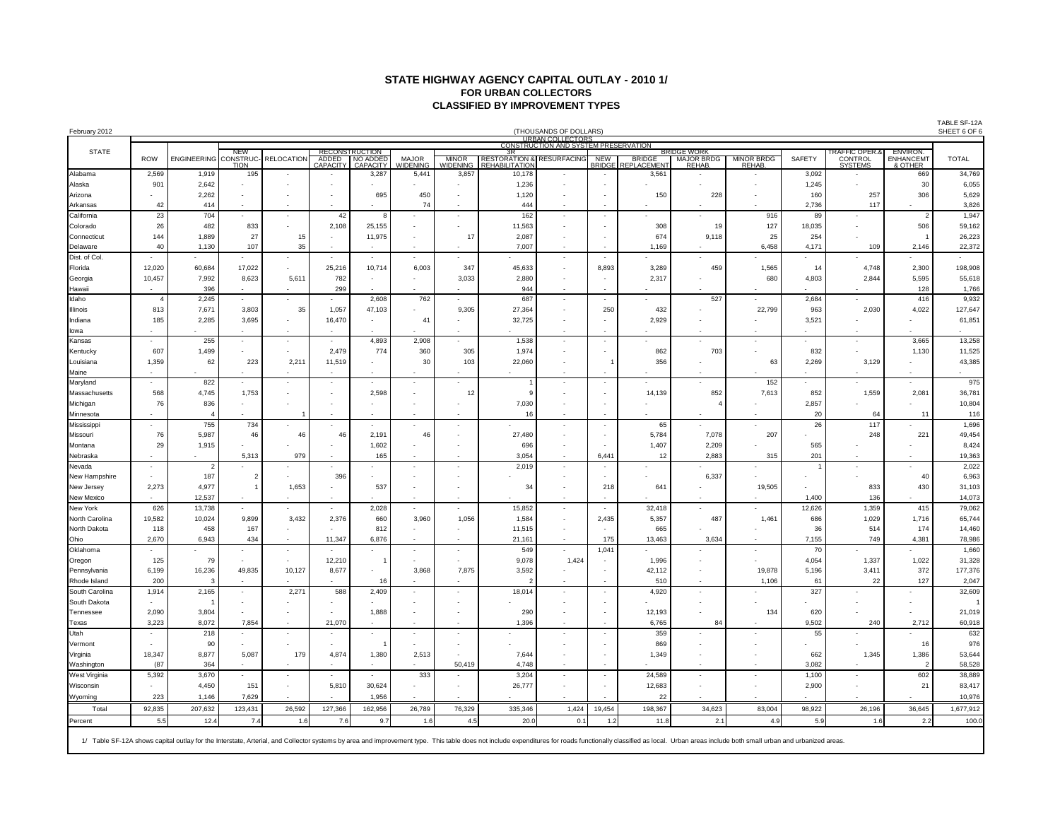# STATE HIGHWAY AGENCY CAPITAL OUTLAY - 2010 1/
## FOR URBAN COLLECTORS
## CLASSIFIED BY IMPROVEMENT TYPES

February 2012

(THOUSANDS OF DOLLARS)

TABLE SF-12A
SHEET 6 OF 6

| STATE | URBAN COLLECTORS | | | | | | | | | | | | | | | | | | |
|---|---|---|---|---|---|---|---|---|---|---|---|---|---|---|---|---|---|---|---|
| | | | CONSTRUCTION AND SYSTEM PRESERVATION | | | | | | | | | | | | | | | | |
| | ROW | ENGINEERING | NEW CONSTRUC-TION | RELOCATION | RECONSTRUCTION | | MAJOR WIDENING | MINOR WIDENING | 3R | | BRIDGE WORK | | | | SAFETY | TRAFFIC OPER.& CONTROL SYSTEMS | ENVIRON. ENHANCEMT & OTHER | TOTAL |
| | | | | | ADDED CAPACITY | NO ADDED CAPACITY | | | RESTORATION & REHABILITATION | RESURFACING | NEW BRIDGE | BRIDGE REPLACEMENT | MAJOR BRDG REHAB. | MINOR BRDG REHAB. | | | | |
| Alabama | 2,569 | 1,919 | 195 | - | - | 3,287 | 5,441 | 3,857 | 10,178 | - | - | 3,561 | - | - | 3,092 | - | 669 | 34,769 |
| Alaska | 901 | 2,642 | - | - | - | - | - | - | 1,236 | - | - | - | - | - | 1,245 | - | 30 | 6,055 |
| Arizona | - | 2,262 | - | - | - | 695 | 450 | - | 1,120 | - | - | 150 | 228 | - | 160 | 257 | 306 | 5,629 |
| Arkansas | 42 | 414 | - | - | - | - | 74 | - | 444 | - | - | - | - | - | 2,736 | 117 | - | 3,826 |
| California | 23 | 704 | - | - | 42 | 8 | - | - | 162 | - | - | - | - | 916 | 89 | - | 2 | 1,947 |
| Colorado | 26 | 482 | 833 | - | 2,108 | 25,155 | - | - | 11,563 | - | - | 308 | 19 | 127 | 18,035 | - | 506 | 59,162 |
| Connecticut | 144 | 1,889 | 27 | 15 | - | 11,975 | - | 17 | 2,087 | - | - | 674 | 9,118 | 25 | 254 | - | 1 | 26,223 |
| Delaware | 40 | 1,130 | 107 | 35 | - | - | - | - | 7,007 | - | - | 1,169 | - | 6,458 | 4,171 | 109 | 2,146 | 22,372 |
| Dist. of Col. | - | - | - | - | - | - | - | - | - | - | - | - | - | - | - | - | - | - |
| Florida | 12,020 | 60,684 | 17,022 | - | 25,216 | 10,714 | 6,003 | 347 | 45,633 | - | 8,893 | 3,289 | 459 | 1,565 | 14 | 4,748 | 2,300 | 198,908 |
| Georgia | 10,457 | 7,992 | 8,623 | 5,611 | 782 | - | - | 3,033 | 2,880 | - | - | 2,317 | - | 680 | 4,803 | 2,844 | 5,595 | 55,618 |
| Hawaii | - | 396 | - | - | 299 | - | - | - | 944 | - | - | - | - | - | - | - | 128 | 1,766 |
| Idaho | 4 | 2,245 | - | - | - | 2,608 | 762 | - | 687 | - | - | - | 527 | - | 2,684 | - | 416 | 9,932 |
| Illinois | 813 | 7,671 | 3,803 | 35 | 1,057 | 47,103 | - | 9,305 | 27,364 | - | 250 | 432 | - | 22,799 | 963 | 2,030 | 4,022 | 127,647 |
| Indiana | 185 | 2,285 | 3,695 | - | 16,470 | - | 41 | - | 32,725 | - | - | 2,929 | - | - | 3,521 | - | - | 61,851 |
| Iowa | - | - | - | - | - | - | - | - | - | - | - | - | - | - | - | - | - | - |
| Kansas | - | 255 | - | - | - | 4,893 | 2,908 | - | 1,538 | - | - | - | - | - | - | - | 3,665 | 13,258 |
| Kentucky | 607 | 1,499 | - | - | 2,479 | 774 | 360 | 305 | 1,974 | - | - | 862 | 703 | - | 832 | - | 1,130 | 11,525 |
| Louisiana | 1,359 | 62 | 223 | 2,211 | 11,519 | - | 30 | 103 | 22,060 | - | 1 | 356 | - | 63 | 2,269 | 3,129 | - | 43,385 |
| Maine | - | - | - | - | - | - | - | - | - | - | - | - | - | - | - | - | - | - |
| Maryland | - | 822 | - | - | - | - | - | - | 1 | - | - | - | - | 152 | - | - | - | 975 |
| Massachusetts | 568 | 4,745 | 1,753 | - | - | 2,598 | - | 12 | 9 | - | - | 14,139 | 852 | 7,613 | 852 | 1,559 | 2,081 | 36,781 |
| Michigan | 76 | 836 | - | - | - | - | - | - | 7,030 | - | - | - | 4 | - | 2,857 | - | - | 10,804 |
| Minnesota | - | 4 | - | 1 | - | - | - | - | 16 | - | - | - | - | - | 20 | 64 | 11 | 116 |
| Mississippi | - | 755 | 734 | - | - | - | - | - | - | - | - | 65 | - | - | 26 | 117 | - | 1,696 |
| Missouri | 76 | 5,987 | 46 | 46 | 46 | 2,191 | 46 | - | 27,480 | - | - | 5,784 | 7,078 | 207 | - | 248 | 221 | 49,454 |
| Montana | 29 | 1,915 | - | - | - | 1,602 | - | - | 696 | - | - | 1,407 | 2,209 | - | 565 | - | - | 8,424 |
| Nebraska | - | - | 5,313 | 979 | - | 165 | - | - | 3,054 | - | 6,441 | 12 | 2,883 | 315 | 201 | - | - | 19,363 |
| Nevada | - | 2 | - | - | - | - | - | - | 2,019 | - | - | - | - | - | 1 | - | - | 2,022 |
| New Hampshire | - | 187 | 2 | - | 396 | - | - | - | - | - | - | - | 6,337 | - | - | - | 40 | 6,963 |
| New Jersey | 2,273 | 4,977 | 1 | 1,653 | - | 537 | - | - | 34 | - | 218 | 641 | - | 19,505 | - | 833 | 430 | 31,103 |
| New Mexico | - | 12,537 | - | - | - | - | - | - | - | - | - | - | - | - | 1,400 | 136 | - | 14,073 |
| New York | 626 | 13,738 | - | - | - | 2,028 | - | - | 15,852 | - | - | 32,418 | - | - | 12,626 | 1,359 | 415 | 79,062 |
| North Carolina | 19,582 | 10,024 | 9,899 | 3,432 | 2,376 | 660 | 3,960 | 1,056 | 1,584 | - | 2,435 | 5,357 | 487 | 1,461 | 686 | 1,029 | 1,716 | 65,744 |
| North Dakota | 118 | 458 | 167 | - | - | 812 | - | - | 11,515 | - | - | 665 | - | - | 36 | 514 | 174 | 14,460 |
| Ohio | 2,670 | 6,943 | 434 | - | 11,347 | 6,876 | - | - | 21,161 | - | 175 | 13,463 | 3,634 | - | 7,155 | 749 | 4,381 | 78,986 |
| Oklahoma | - | - | - | - | - | - | - | - | 549 | - | 1,041 | - | - | - | 70 | - | - | 1,660 |
| Oregon | 125 | 79 | - | - | 12,210 | 1 | - | - | 9,078 | 1,424 | - | 1,996 | - | - | 4,054 | 1,337 | 1,022 | 31,328 |
| Pennsylvania | 6,199 | 16,236 | 49,835 | 10,127 | 8,677 | - | 3,868 | 7,875 | 3,592 | - | - | 42,112 | - | 19,878 | 5,196 | 3,411 | 372 | 177,376 |
| Rhode Island | 200 | 3 | - | - | - | 16 | - | - | 2 | - | - | 510 | - | 1,106 | 61 | 22 | 127 | 2,047 |
| South Carolina | 1,914 | 2,165 | - | 2,271 | 588 | 2,409 | - | - | 18,014 | - | - | 4,920 | - | - | 327 | - | - | 32,609 |
| South Dakota | - | 1 | - | - | - | - | - | - | - | - | - | - | - | - | - | - | - | 1 |
| Tennessee | 2,090 | 3,804 | - | - | - | 1,888 | - | - | 290 | - | - | 12,193 | - | 134 | 620 | - | - | 21,019 |
| Texas | 3,223 | 8,072 | 7,854 | - | 21,070 | - | - | - | 1,396 | - | - | 6,765 | 84 | - | 9,502 | 240 | 2,712 | 60,918 |
| Utah | - | 218 | - | - | - | - | - | - | - | - | - | 359 | - | - | 55 | - | - | 632 |
| Vermont | - | 90 | - | - | - | 1 | - | - | - | - | - | 869 | - | - | - | - | 16 | 976 |
| Virginia | 18,347 | 8,877 | 5,087 | 179 | 4,874 | 1,380 | 2,513 | - | 7,644 | - | - | 1,349 | - | - | 662 | 1,345 | 1,386 | 53,644 |
| Washington | (87 | 364 | - | - | - | - | - | 50,419 | 4,748 | - | - | - | - | - | 3,082 | - | 2 | 58,528 |
| West Virginia | 5,392 | 3,670 | - | - | - | - | 333 | - | 3,204 | - | - | 24,589 | - | - | 1,100 | - | 602 | 38,889 |
| Wisconsin | - | 4,450 | 151 | - | 5,810 | 30,624 | - | - | 26,777 | - | - | 12,683 | - | - | 2,900 | - | 21 | 83,417 |
| Wyoming | 223 | 1,146 | 7,629 | - | - | 1,956 | - | - | - | - | - | 22 | - | - | - | - | - | 10,976 |
| Total | 92,835 | 207,632 | 123,431 | 26,592 | 127,366 | 162,956 | 26,789 | 76,329 | 335,346 | 1,424 | 19,454 | 198,367 | 34,623 | 83,004 | 98,922 | 26,196 | 36,645 | 1,677,912 |
| Percent | 5.5 | 12.4 | 7.4 | 1.6 | 7.6 | 9.7 | 1.6 | 4.5 | 20.0 | 0.1 | 1.2 | 11.8 | 2.1 | 4.9 | 5.9 | 1.6 | 2.2 | 100.0 |

1/ Table SF-12A shows capital outlay for the Interstate, Arterial, and Collector systems by area and improvement type. This table does not include expenditures for roads functionally classified as local. Urban areas include both small urban and urbanized areas.